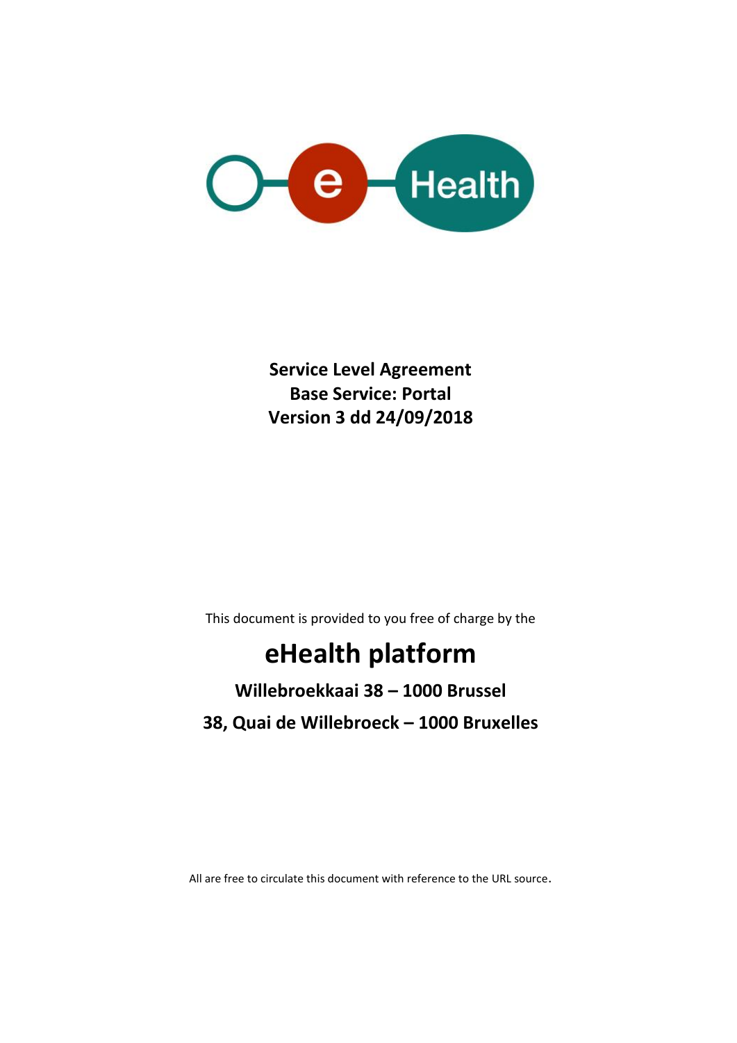**Service Level Agreement**
**Base Service: Portal**
**Version 3 dd 24/09/2018**

This document is provided to you free of charge by the

# eHealth platform

**Willebroekkaai 38 – 1000 Brussel**

**38, Quai de Willebroeck – 1000 Bruxelles**

All are free to circulate this document with reference to the URL source.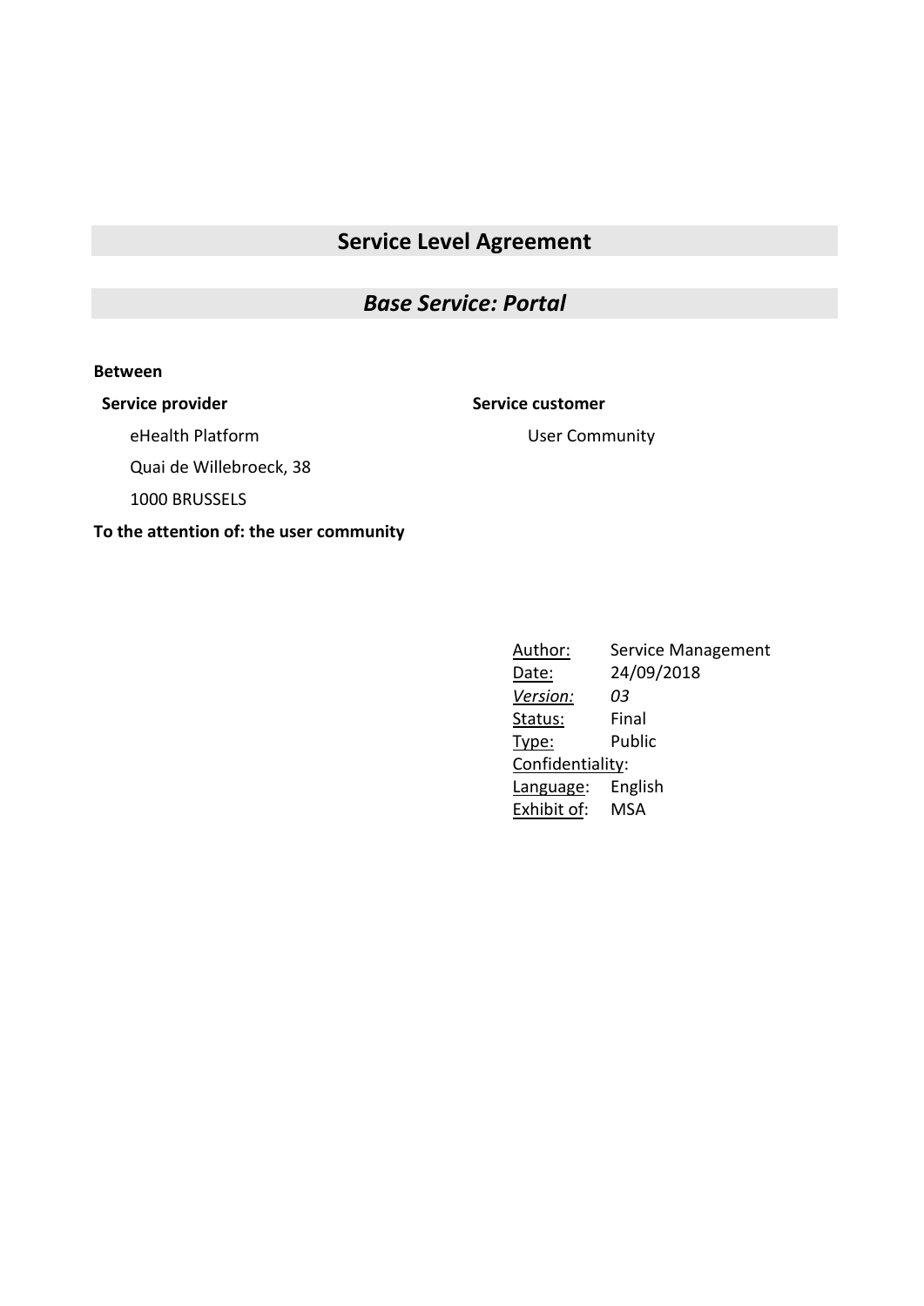# Service Level Agreement

## *Base Service: Portal*

**Between**

**Service provider**

eHealth Platform

Quai de Willebroeck, 38

1000 BRUSSELS

**Service customer**

User Community

**To the attention of: the user community**

| | |
|---|---|
| Author: | Service Management |
| Date: | 24/09/2018 |
| *Version:* | *03* |
| Status: | Final |
| Type: | Public |
| Confidentiality: | |
| Language: | English |
| Exhibit of: | MSA |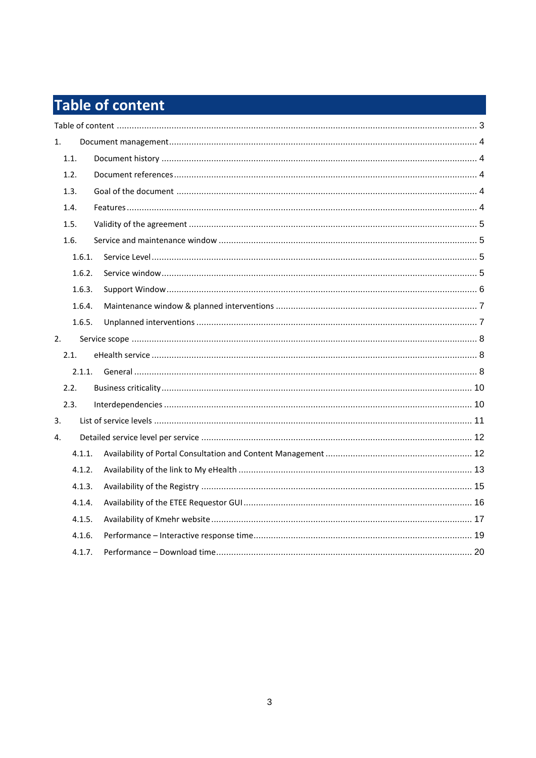# Table of content

Table of content ....... 3

1. Document management ....... 4
   - 1.1. Document history ....... 4
   - 1.2. Document references ....... 4
   - 1.3. Goal of the document ....... 4
   - 1.4. Features ....... 4
   - 1.5. Validity of the agreement ....... 5
   - 1.6. Service and maintenance window ....... 5
     - 1.6.1. Service Level ....... 5
     - 1.6.2. Service window ....... 5
     - 1.6.3. Support Window ....... 6
     - 1.6.4. Maintenance window & planned interventions ....... 7
     - 1.6.5. Unplanned interventions ....... 7
2. Service scope ....... 8
   - 2.1. eHealth service ....... 8
     - 2.1.1. General ....... 8
   - 2.2. Business criticality ....... 10
   - 2.3. Interdependencies ....... 10
3. List of service levels ....... 11
4. Detailed service level per service ....... 12
   - 4.1.1. Availability of Portal Consultation and Content Management ....... 12
   - 4.1.2. Availability of the link to My eHealth ....... 13
   - 4.1.3. Availability of the Registry ....... 15
   - 4.1.4. Availability of the ETEE Requestor GUI ....... 16
   - 4.1.5. Availability of Kmehr website ....... 17
   - 4.1.6. Performance – Interactive response time ....... 19
   - 4.1.7. Performance – Download time ....... 20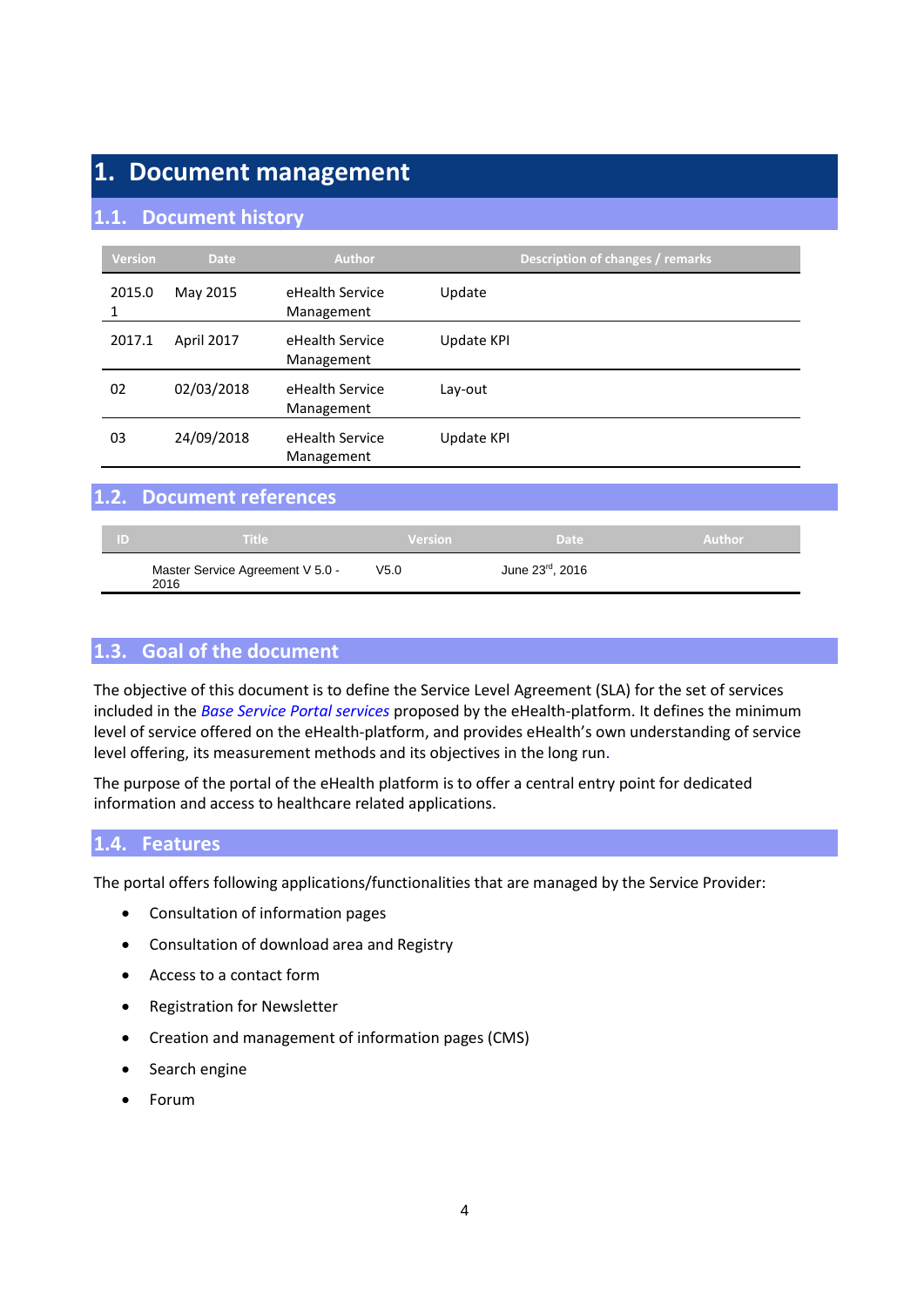# 1. Document management

## 1.1. Document history

| Version | Date | Author | Description of changes / remarks |
|---|---|---|---|
| 2015.01 | May 2015 | eHealth Service Management | Update |
| 2017.1 | April 2017 | eHealth Service Management | Update KPI |
| 02 | 02/03/2018 | eHealth Service Management | Lay-out |
| 03 | 24/09/2018 | eHealth Service Management | Update KPI |

## 1.2. Document references

| ID | Title | Version | Date | Author |
|---|---|---|---|---|
| | Master Service Agreement V 5.0 - 2016 | V5.0 | June 23rd, 2016 | |

## 1.3. Goal of the document

The objective of this document is to define the Service Level Agreement (SLA) for the set of services included in the *Base Service Portal services* proposed by the eHealth-platform. It defines the minimum level of service offered on the eHealth-platform, and provides eHealth's own understanding of service level offering, its measurement methods and its objectives in the long run.

The purpose of the portal of the eHealth platform is to offer a central entry point for dedicated information and access to healthcare related applications.

## 1.4. Features

The portal offers following applications/functionalities that are managed by the Service Provider:

- Consultation of information pages
- Consultation of download area and Registry
- Access to a contact form
- Registration for Newsletter
- Creation and management of information pages (CMS)
- Search engine
- Forum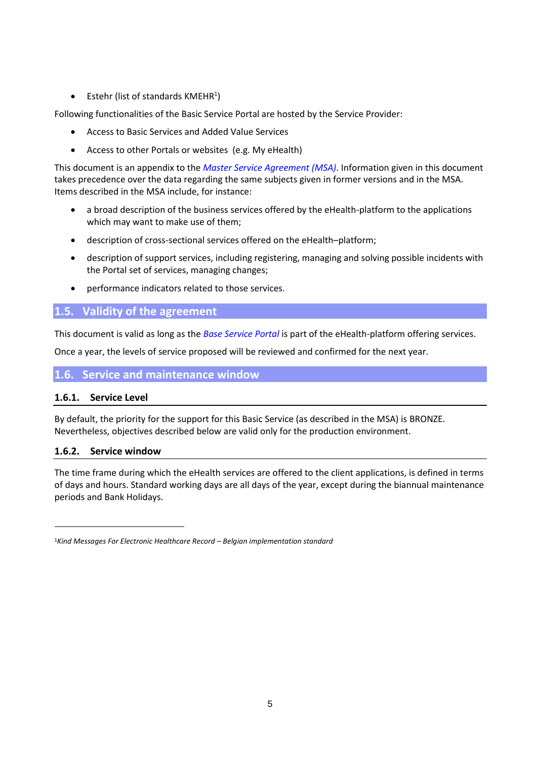- Estehr (list of standards KMEHR[1])

Following functionalities of the Basic Service Portal are hosted by the Service Provider:

- Access to Basic Services and Added Value Services
- Access to other Portals or websites (e.g. My eHealth)

This document is an appendix to the *Master Service Agreement (MSA)*. Information given in this document takes precedence over the data regarding the same subjects given in former versions and in the MSA. Items described in the MSA include, for instance:

- a broad description of the business services offered by the eHealth-platform to the applications which may want to make use of them;
- description of cross-sectional services offered on the eHealth–platform;
- description of support services, including registering, managing and solving possible incidents with the Portal set of services, managing changes;
- performance indicators related to those services.

## 1.5. Validity of the agreement

This document is valid as long as the *Base Service Portal* is part of the eHealth-platform offering services.

Once a year, the levels of service proposed will be reviewed and confirmed for the next year.

## 1.6. Service and maintenance window

### 1.6.1. Service Level

By default, the priority for the support for this Basic Service (as described in the MSA) is BRONZE. Nevertheless, objectives described below are valid only for the production environment.

### 1.6.2. Service window

The time frame during which the eHealth services are offered to the client applications, is defined in terms of days and hours. Standard working days are all days of the year, except during the biannual maintenance periods and Bank Holidays.

---

[1] *Kind Messages For Electronic Healthcare Record – Belgian implementation standard*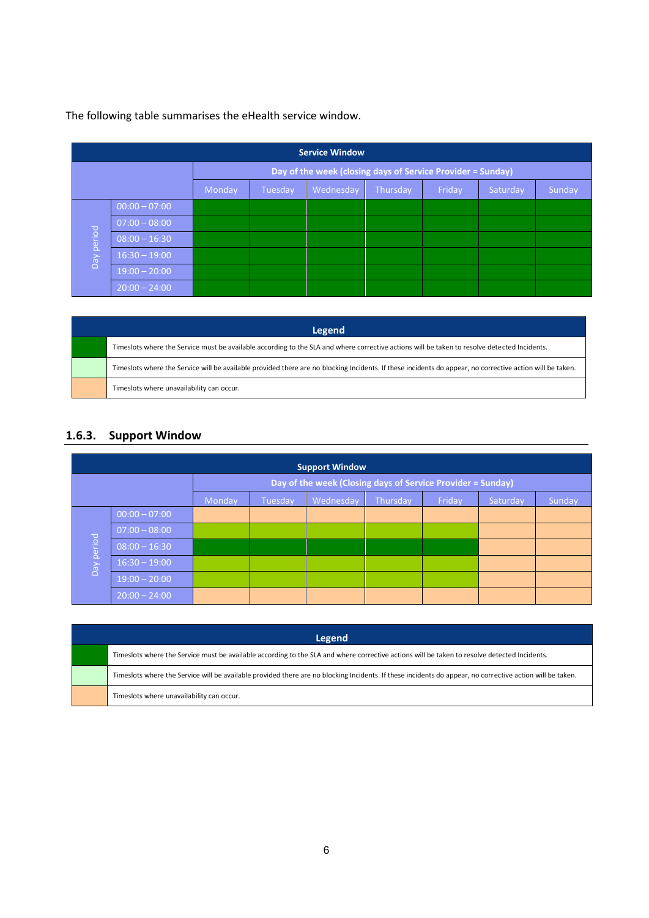The following table summarises the eHealth service window.

| Service Window | | | | | | | | |
|---|---|---|---|---|---|---|---|---|
| | | Day of the week (closing days of Service Provider = Sunday) | | | | | | |
| | | Monday | Tuesday | Wednesday | Thursday | Friday | Saturday | Sunday |
| Day period | 00:00 – 07:00 | Dark green | Dark green | Dark green | Dark green | Dark green | Dark green | Dark green |
| | 07:00 – 08:00 | Dark green | Dark green | Dark green | Dark green | Dark green | Dark green | Dark green |
| | 08:00 – 16:30 | Dark green | Dark green | Dark green | Dark green | Dark green | Dark green | Dark green |
| | 16:30 – 19:00 | Dark green | Dark green | Dark green | Dark green | Dark green | Dark green | Dark green |
| | 19:00 – 20:00 | Dark green | Dark green | Dark green | Dark green | Dark green | Dark green | Dark green |
| | 20:00 – 24:00 | Dark green | Dark green | Dark green | Dark green | Dark green | Dark green | Dark green |

| Legend | |
|---|---|
| Dark green | Timeslots where the Service must be available according to the SLA and where corrective actions will be taken to resolve detected Incidents. |
| Light green | Timeslots where the Service will be available provided there are no blocking Incidents. If these incidents do appear, no corrective action will be taken. |
| Orange | Timeslots where unavailability can occur. |

### 1.6.3. Support Window

| Support Window | | | | | | | | |
|---|---|---|---|---|---|---|---|---|
| | | Day of the week (Closing days of Service Provider = Sunday) | | | | | | |
| | | Monday | Tuesday | Wednesday | Thursday | Friday | Saturday | Sunday |
| Day period | 00:00 – 07:00 | Orange | Orange | Orange | Orange | Orange | Orange | Orange |
| | 07:00 – 08:00 | Light green | Light green | Light green | Light green | Light green | Orange | Orange |
| | 08:00 – 16:30 | Dark green | Dark green | Dark green | Dark green | Dark green | Orange | Orange |
| | 16:30 – 19:00 | Light green | Light green | Light green | Light green | Light green | Orange | Orange |
| | 19:00 – 20:00 | Light green | Light green | Light green | Light green | Light green | Orange | Orange |
| | 20:00 – 24:00 | Orange | Orange | Orange | Orange | Orange | Orange | Orange |

| Legend | |
|---|---|
| Dark green | Timeslots where the Service must be available according to the SLA and where corrective actions will be taken to resolve detected Incidents. |
| Light green | Timeslots where the Service will be available provided there are no blocking Incidents. If these incidents do appear, no corrective action will be taken. |
| Orange | Timeslots where unavailability can occur. |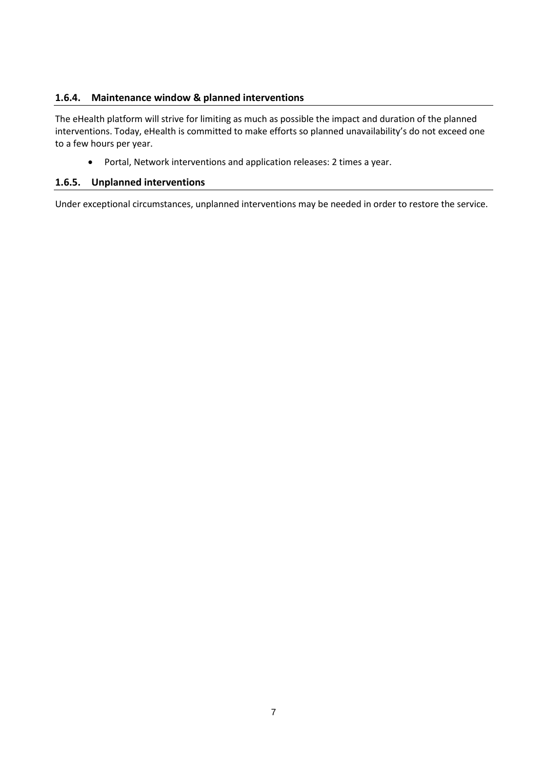### 1.6.4. Maintenance window & planned interventions

The eHealth platform will strive for limiting as much as possible the impact and duration of the planned interventions. Today, eHealth is committed to make efforts so planned unavailability's do not exceed one to a few hours per year.

- Portal, Network interventions and application releases: 2 times a year.

### 1.6.5. Unplanned interventions

Under exceptional circumstances, unplanned interventions may be needed in order to restore the service.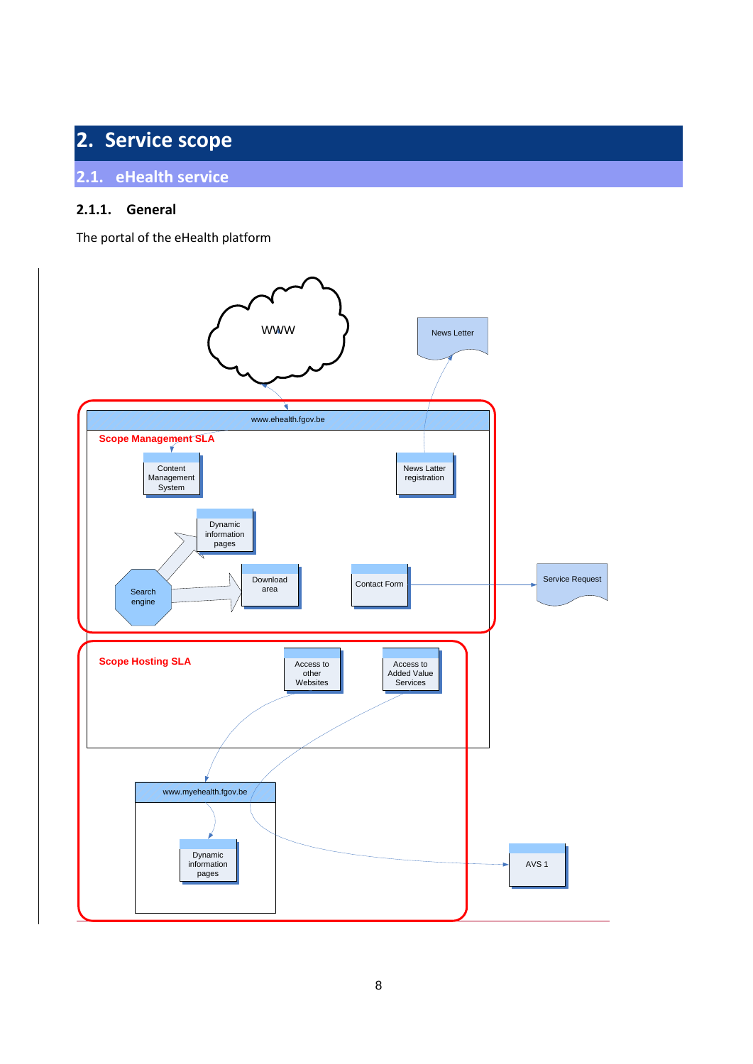# 2. Service scope

## 2.1. eHealth service

### 2.1.1. General

The portal of the eHealth platform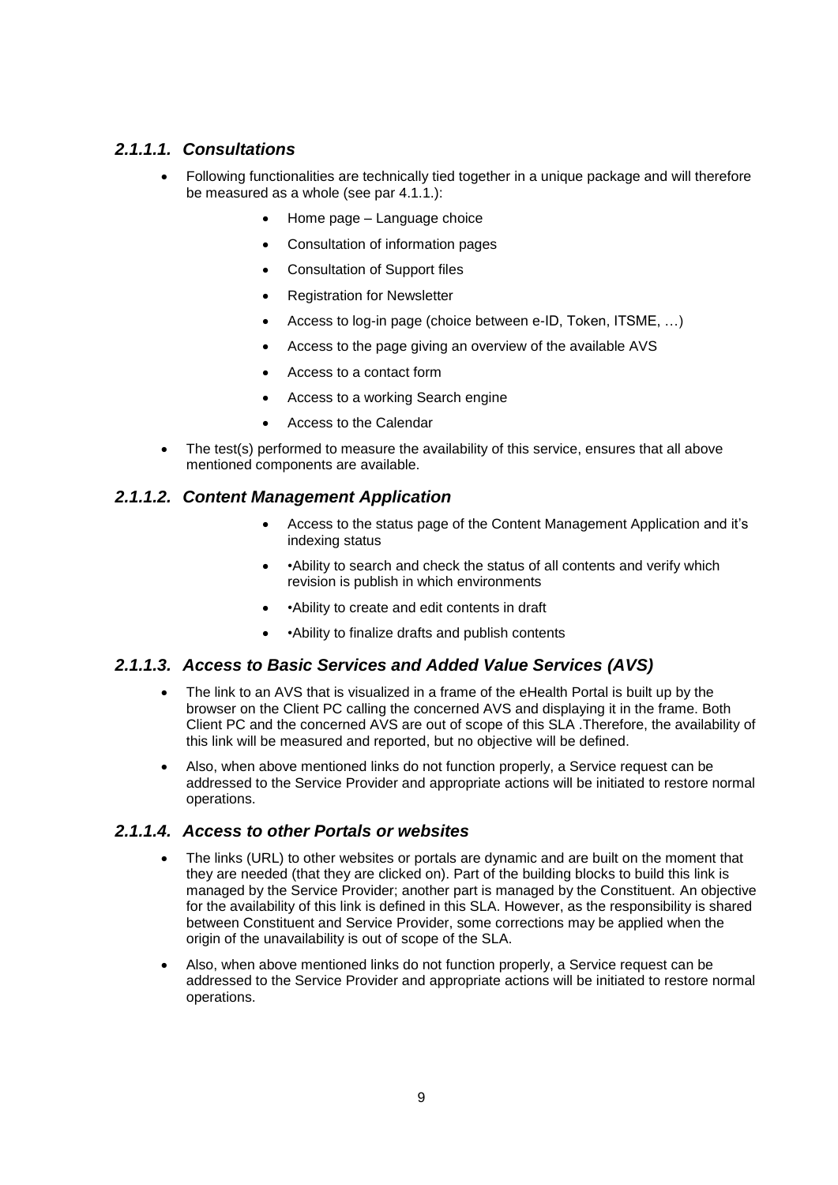#### *2.1.1.1. Consultations*

- Following functionalities are technically tied together in a unique package and will therefore be measured as a whole (see par 4.1.1.):
  - Home page – Language choice
  - Consultation of information pages
  - Consultation of Support files
  - Registration for Newsletter
  - Access to log-in page (choice between e-ID, Token, ITSME, …)
  - Access to the page giving an overview of the available AVS
  - Access to a contact form
  - Access to a working Search engine
  - Access to the Calendar
- The test(s) performed to measure the availability of this service, ensures that all above mentioned components are available.

#### *2.1.1.2. Content Management Application*

- Access to the status page of the Content Management Application and it's indexing status
- •Ability to search and check the status of all contents and verify which revision is publish in which environments
- •Ability to create and edit contents in draft
- •Ability to finalize drafts and publish contents

#### *2.1.1.3. Access to Basic Services and Added Value Services (AVS)*

- The link to an AVS that is visualized in a frame of the eHealth Portal is built up by the browser on the Client PC calling the concerned AVS and displaying it in the frame. Both Client PC and the concerned AVS are out of scope of this SLA .Therefore, the availability of this link will be measured and reported, but no objective will be defined.
- Also, when above mentioned links do not function properly, a Service request can be addressed to the Service Provider and appropriate actions will be initiated to restore normal operations.

#### *2.1.1.4. Access to other Portals or websites*

- The links (URL) to other websites or portals are dynamic and are built on the moment that they are needed (that they are clicked on). Part of the building blocks to build this link is managed by the Service Provider; another part is managed by the Constituent. An objective for the availability of this link is defined in this SLA. However, as the responsibility is shared between Constituent and Service Provider, some corrections may be applied when the origin of the unavailability is out of scope of the SLA.
- Also, when above mentioned links do not function properly, a Service request can be addressed to the Service Provider and appropriate actions will be initiated to restore normal operations.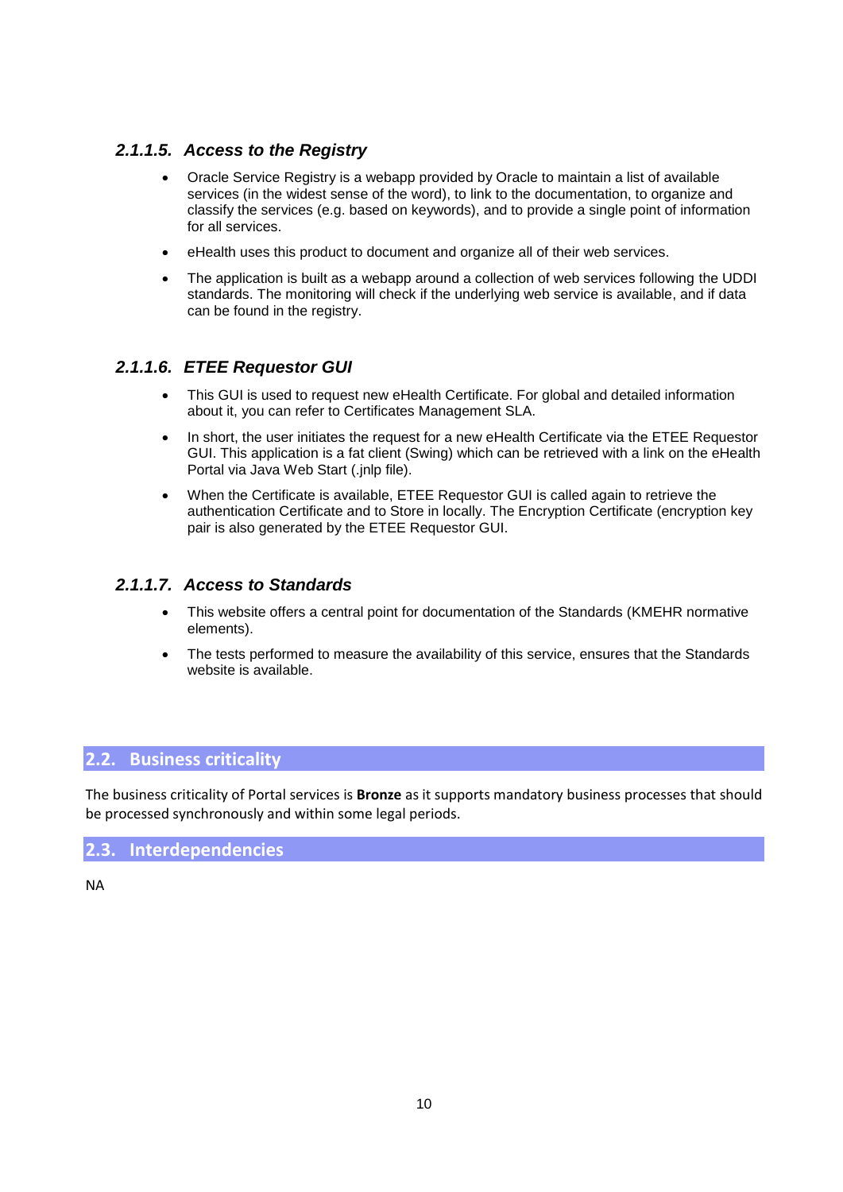#### 2.1.1.5. *Access to the Registry*

- Oracle Service Registry is a webapp provided by Oracle to maintain a list of available services (in the widest sense of the word), to link to the documentation, to organize and classify the services (e.g. based on keywords), and to provide a single point of information for all services.
- eHealth uses this product to document and organize all of their web services.
- The application is built as a webapp around a collection of web services following the UDDI standards. The monitoring will check if the underlying web service is available, and if data can be found in the registry.

#### 2.1.1.6. *ETEE Requestor GUI*

- This GUI is used to request new eHealth Certificate. For global and detailed information about it, you can refer to Certificates Management SLA.
- In short, the user initiates the request for a new eHealth Certificate via the ETEE Requestor GUI. This application is a fat client (Swing) which can be retrieved with a link on the eHealth Portal via Java Web Start (.jnlp file).
- When the Certificate is available, ETEE Requestor GUI is called again to retrieve the authentication Certificate and to Store in locally. The Encryption Certificate (encryption key pair is also generated by the ETEE Requestor GUI.

#### 2.1.1.7. *Access to Standards*

- This website offers a central point for documentation of the Standards (KMEHR normative elements).
- The tests performed to measure the availability of this service, ensures that the Standards website is available.

## 2.2. Business criticality

The business criticality of Portal services is **Bronze** as it supports mandatory business processes that should be processed synchronously and within some legal periods.

## 2.3. Interdependencies

NA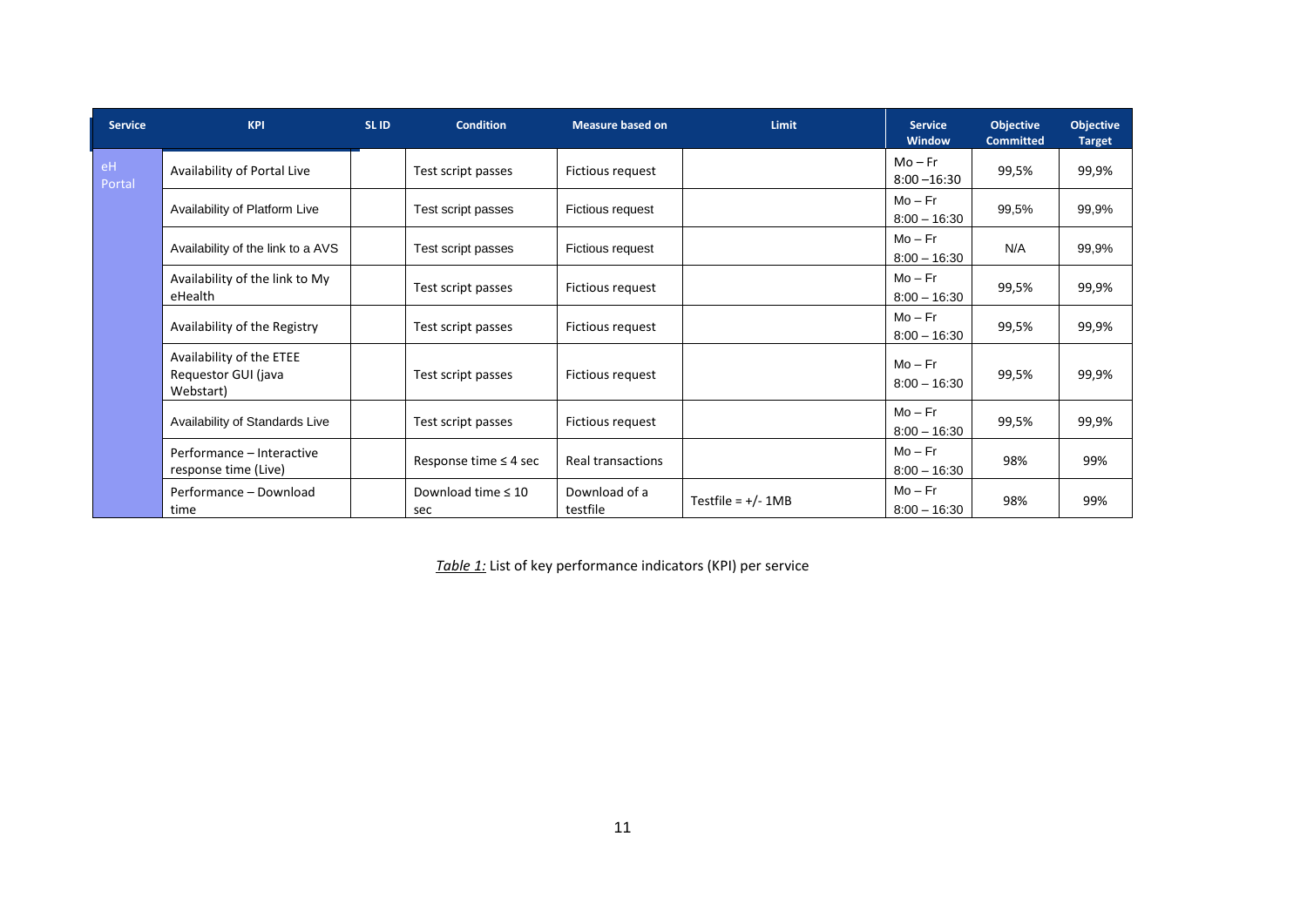| Service | KPI | SL ID | Condition | Measure based on | Limit | Service Window | Objective Committed | Objective Target |
|---|---|---|---|---|---|---|---|---|
| eH Portal | Availability of Portal Live | | Test script passes | Fictious request | | Mo – Fr 8:00 –16:30 | 99,5% | 99,9% |
| | Availability of Platform Live | | Test script passes | Fictious request | | Mo – Fr 8:00 – 16:30 | 99,5% | 99,9% |
| | Availability of the link to a AVS | | Test script passes | Fictious request | | Mo – Fr 8:00 – 16:30 | N/A | 99,9% |
| | Availability of the link to My eHealth | | Test script passes | Fictious request | | Mo – Fr 8:00 – 16:30 | 99,5% | 99,9% |
| | Availability of the Registry | | Test script passes | Fictious request | | Mo – Fr 8:00 – 16:30 | 99,5% | 99,9% |
| | Availability of the ETEE Requestor GUI (java Webstart) | | Test script passes | Fictious request | | Mo – Fr 8:00 – 16:30 | 99,5% | 99,9% |
| | Availability of Standards Live | | Test script passes | Fictious request | | Mo – Fr 8:00 – 16:30 | 99,5% | 99,9% |
| | Performance – Interactive response time (Live) | | Response time ≤ 4 sec | Real transactions | | Mo – Fr 8:00 – 16:30 | 98% | 99% |
| | Performance – Download time | | Download time ≤ 10 sec | Download of a testfile | Testfile = +/- 1MB | Mo – Fr 8:00 – 16:30 | 98% | 99% |

*<u>Table 1:</u>* List of key performance indicators (KPI) per service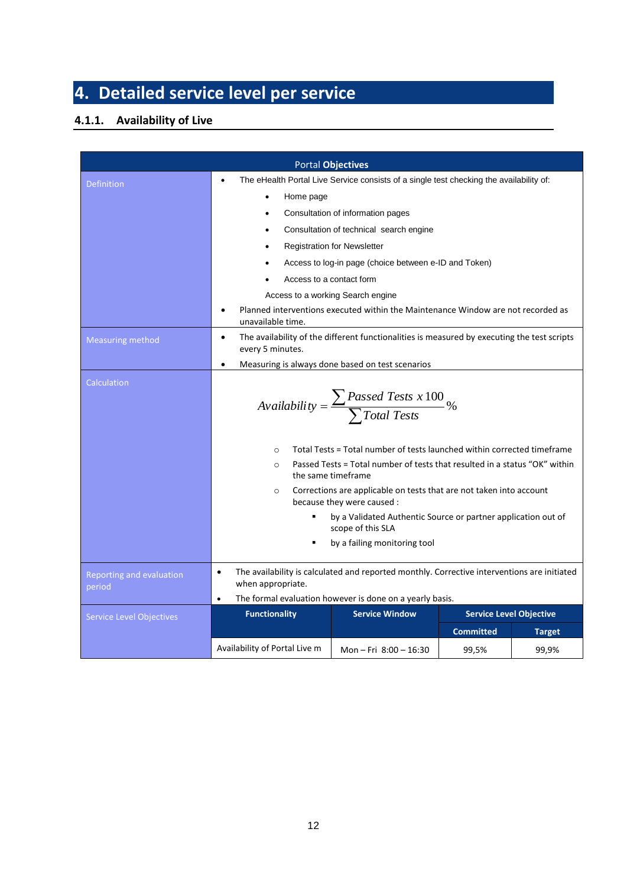# 4. Detailed service level per service

### 4.1.1. Availability of Live

| Portal **Objectives** | | | | |
|---|---|---|---|---|
| Definition | • The eHealth Portal Live Service consists of a single test checking the availability of: <br> • Home page <br> • Consultation of information pages <br> • Consultation of technical search engine <br> • Registration for Newsletter <br> • Access to log-in page (choice between e-ID and Token) <br> • Access to a contact form <br> Access to a working Search engine <br> • Planned interventions executed within the Maintenance Window are not recorded as unavailable time. | | | |
| Measuring method | • The availability of the different functionalities is measured by executing the test scripts every 5 minutes. <br> • Measuring is always done based on test scenarios | | | |
| Calculation | $$Availability = \frac{\sum Passed\ Tests\ x\ 100}{\sum Total\ Tests}\%$$ <br> ○ Total Tests = Total number of tests launched within corrected timeframe <br> ○ Passed Tests = Total number of tests that resulted in a status "OK" within the same timeframe <br> ○ Corrections are applicable on tests that are not taken into account because they were caused : <br> ▪ by a Validated Authentic Source or partner application out of scope of this SLA <br> ▪ by a failing monitoring tool | | | |
| Reporting and evaluation period | • The availability is calculated and reported monthly. Corrective interventions are initiated when appropriate. <br> • The formal evaluation however is done on a yearly basis. | | | |
| Service Level Objectives | **Functionality** | **Service Window** | **Service Level Objective** | |
| | | | **Committed** | **Target** |
| | Availability of Portal Live m | Mon – Fri 8:00 – 16:30 | 99,5% | 99,9% |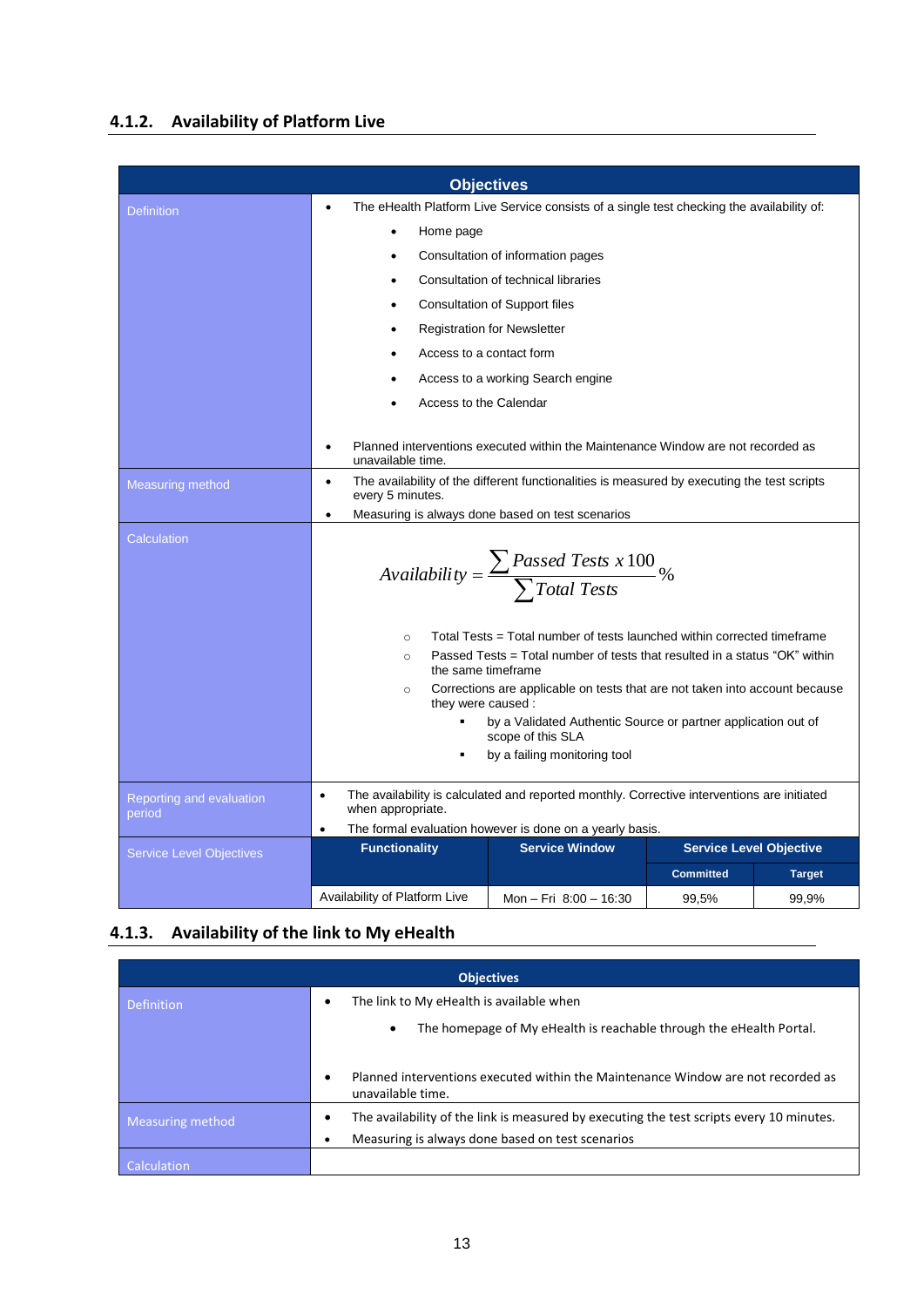### 4.1.2. Availability of Platform Live

| Objectives | | | | |
|---|---|---|---|---|
| Definition | • The eHealth Platform Live Service consists of a single test checking the availability of:<br>• Home page<br>• Consultation of information pages<br>• Consultation of technical libraries<br>• Consultation of Support files<br>• Registration for Newsletter<br>• Access to a contact form<br>• Access to a working Search engine<br>• Access to the Calendar<br><br>• Planned interventions executed within the Maintenance Window are not recorded as unavailable time. | | | |
| Measuring method | • The availability of the different functionalities is measured by executing the test scripts every 5 minutes.<br>• Measuring is always done based on test scenarios | | | |
| Calculation | $$Availability = \frac{\sum Passed\ Tests\ x\ 100}{\sum Total\ Tests}\%$$<br>○ Total Tests = Total number of tests launched within corrected timeframe<br>○ Passed Tests = Total number of tests that resulted in a status "OK" within the same timeframe<br>○ Corrections are applicable on tests that are not taken into account because they were caused :<br>▪ by a Validated Authentic Source or partner application out of scope of this SLA<br>▪ by a failing monitoring tool | | | |
| Reporting and evaluation period | • The availability is calculated and reported monthly. Corrective interventions are initiated when appropriate.<br>• The formal evaluation however is done on a yearly basis. | | | |
| Service Level Objectives | **Functionality** | **Service Window** | **Service Level Objective** | |
| | | | **Committed** | **Target** |
| | Availability of Platform Live | Mon – Fri 8:00 – 16:30 | 99,5% | 99,9% |

### 4.1.3. Availability of the link to My eHealth

| Objectives | |
|---|---|
| Definition | • The link to My eHealth is available when<br>• The homepage of My eHealth is reachable through the eHealth Portal.<br><br>• Planned interventions executed within the Maintenance Window are not recorded as unavailable time. |
| Measuring method | • The availability of the link is measured by executing the test scripts every 10 minutes.<br>• Measuring is always done based on test scenarios |
| Calculation | |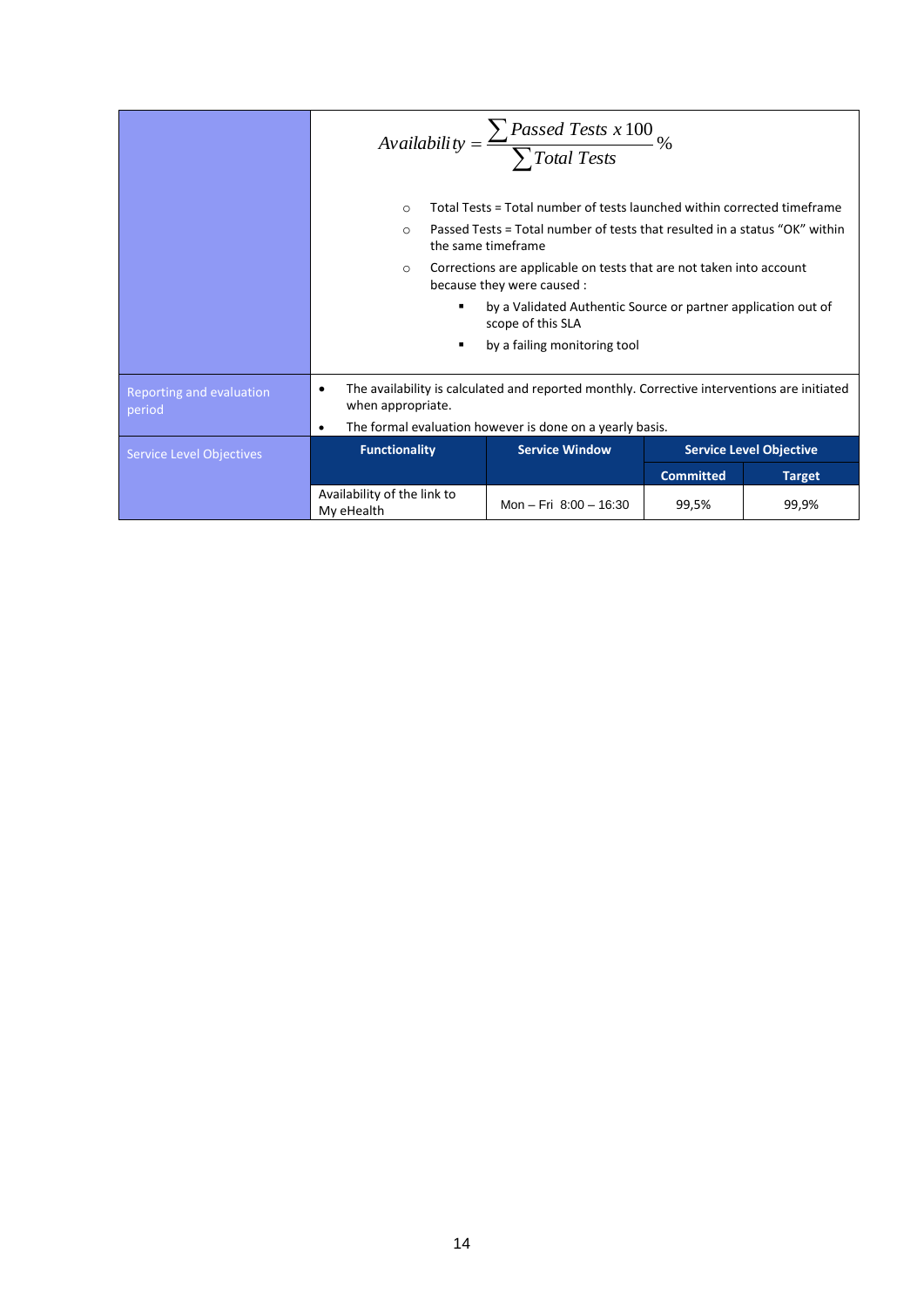| | |
|---|---|
| | $$Availability = \frac{\sum Passed\ Tests\ x\ 100}{\sum Total\ Tests}\%$$ <br> ○ Total Tests = Total number of tests launched within corrected timeframe <br> ○ Passed Tests = Total number of tests that resulted in a status "OK" within the same timeframe <br> ○ Corrections are applicable on tests that are not taken into account because they were caused : <br> ▪ by a Validated Authentic Source or partner application out of scope of this SLA <br> ▪ by a failing monitoring tool |
| Reporting and evaluation period | • The availability is calculated and reported monthly. Corrective interventions are initiated when appropriate. <br> • The formal evaluation however is done on a yearly basis. |

| Service Level Objectives | Functionality | Service Window | Service Level Objective | |
|---|---|---|---|---|
| | | | Committed | Target |
| | Availability of the link to My eHealth | Mon – Fri 8:00 – 16:30 | 99,5% | 99,9% |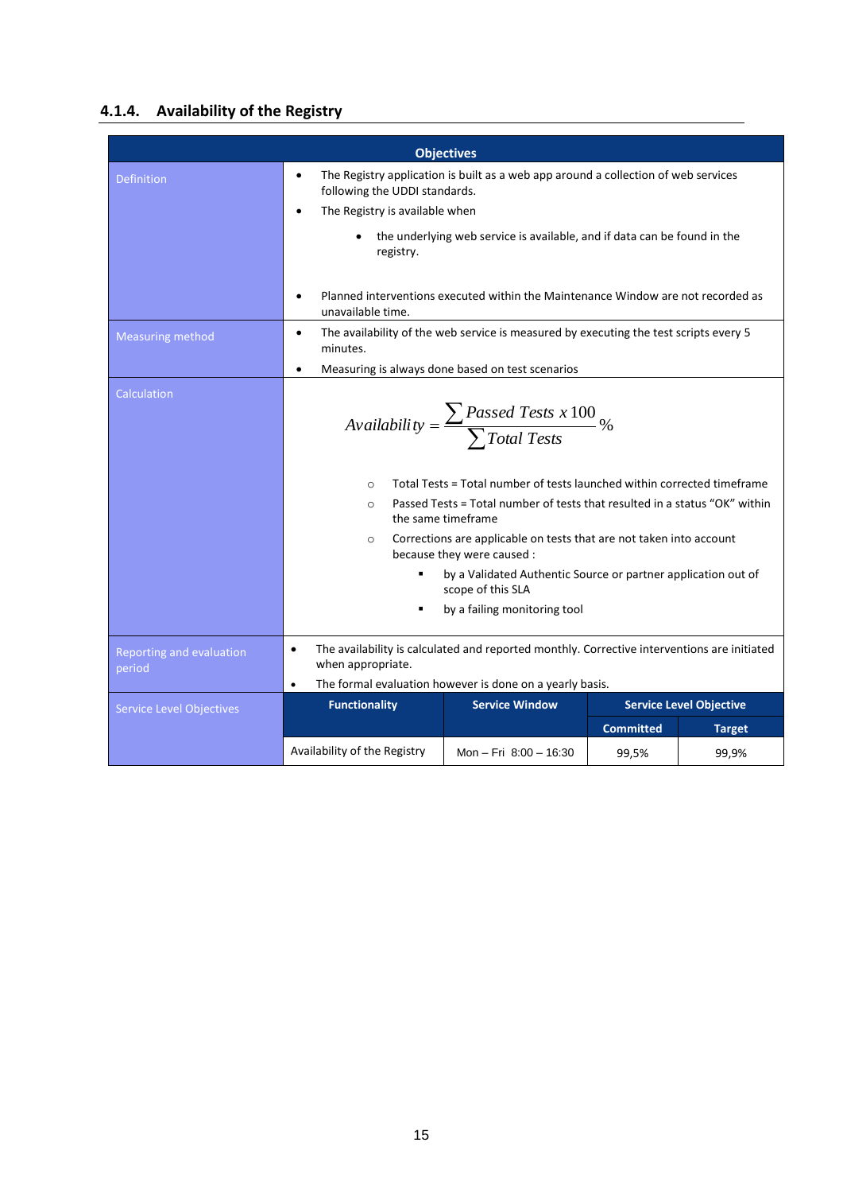### 4.1.4. Availability of the Registry

| Objectives | |
|---|---|
| Definition | • The Registry application is built as a web app around a collection of web services following the UDDI standards.<br>• The Registry is available when<br>  • the underlying web service is available, and if data can be found in the registry.<br><br>• Planned interventions executed within the Maintenance Window are not recorded as unavailable time. |
| Measuring method | • The availability of the web service is measured by executing the test scripts every 5 minutes.<br>• Measuring is always done based on test scenarios |
| Calculation | $Availability = \frac{\sum Passed\ Tests\ x\ 100}{\sum Total\ Tests}\%$<br>○ Total Tests = Total number of tests launched within corrected timeframe<br>○ Passed Tests = Total number of tests that resulted in a status "OK" within the same timeframe<br>○ Corrections are applicable on tests that are not taken into account because they were caused :<br>  ▪ by a Validated Authentic Source or partner application out of scope of this SLA<br>  ▪ by a failing monitoring tool |
| Reporting and evaluation period | • The availability is calculated and reported monthly. Corrective interventions are initiated when appropriate.<br>• The formal evaluation however is done on a yearly basis. |

**Service Level Objectives**

| Functionality | Service Window | Service Level Objective | |
|---|---|---|---|
| | | Committed | Target |
| Availability of the Registry | Mon – Fri 8:00 – 16:30 | 99,5% | 99,9% |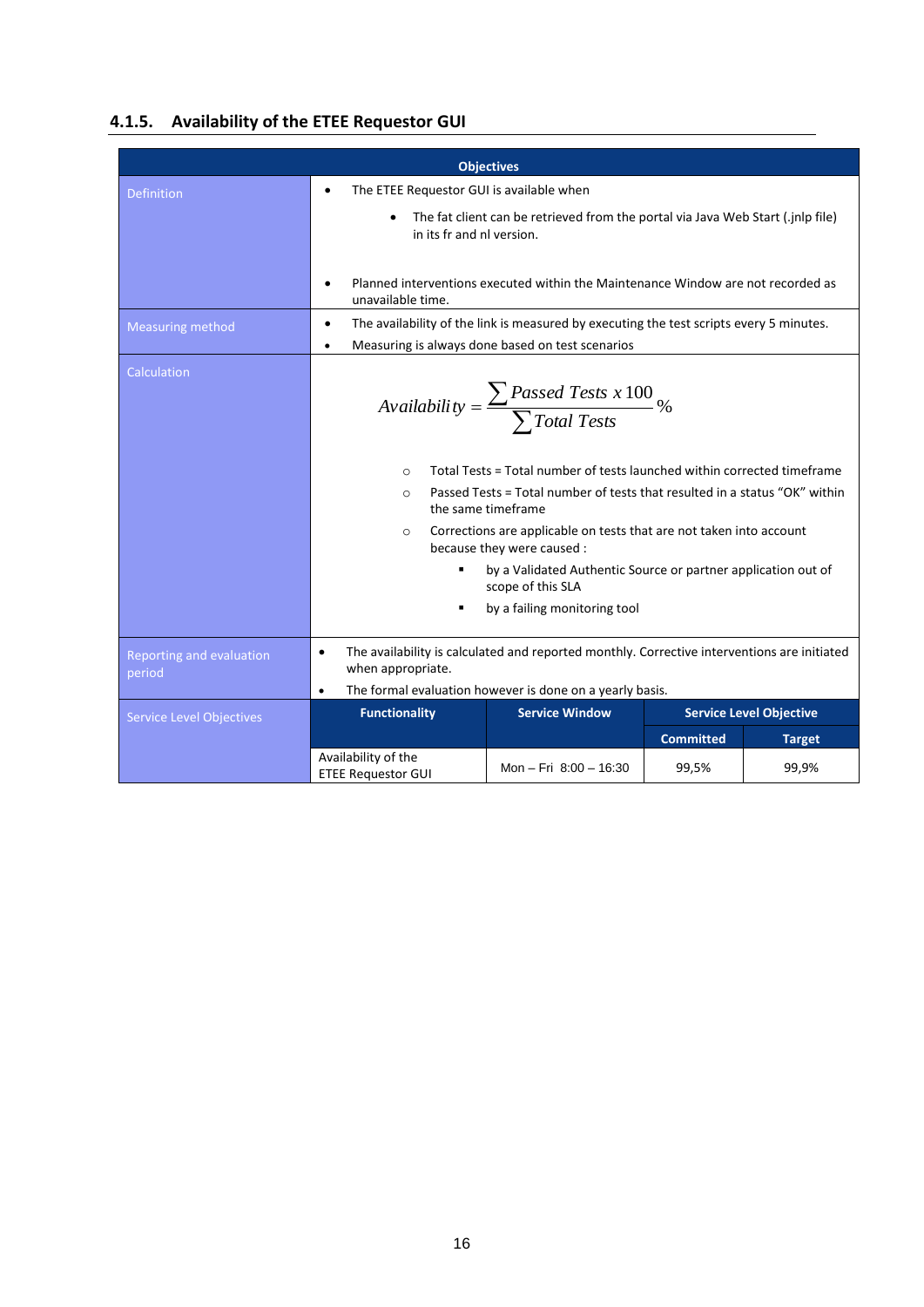### 4.1.5. Availability of the ETEE Requestor GUI

<table>
<tr><th colspan="5">Objectives</th></tr>
<tr><td>Definition</td><td colspan="4">

- The ETEE Requestor GUI is available when
  - The fat client can be retrieved from the portal via Java Web Start (.jnlp file) in its fr and nl version.
- Planned interventions executed within the Maintenance Window are not recorded as unavailable time.

</td></tr>
<tr><td>Measuring method</td><td colspan="4">

- The availability of the link is measured by executing the test scripts every 5 minutes.
- Measuring is always done based on test scenarios

</td></tr>
<tr><td>Calculation</td><td colspan="4">

$$Availability = \frac{\sum Passed\ Tests\ x\ 100}{\sum Total\ Tests}\%$$

- Total Tests = Total number of tests launched within corrected timeframe
- Passed Tests = Total number of tests that resulted in a status “OK” within the same timeframe
- Corrections are applicable on tests that are not taken into account because they were caused :
  - by a Validated Authentic Source or partner application out of scope of this SLA
  - by a failing monitoring tool

</td></tr>
<tr><td>Reporting and evaluation period</td><td colspan="4">

- The availability is calculated and reported monthly. Corrective interventions are initiated when appropriate.
- The formal evaluation however is done on a yearly basis.

</td></tr>
<tr><td rowspan="3">Service Level Objectives</td><th rowspan="2">Functionality</th><th rowspan="2">Service Window</th><th colspan="2">Service Level Objective</th></tr>
<tr><th>Committed</th><th>Target</th></tr>
<tr><td>Availability of the ETEE Requestor GUI</td><td>Mon – Fri 8:00 – 16:30</td><td>99,5%</td><td>99,9%</td></tr>
</table>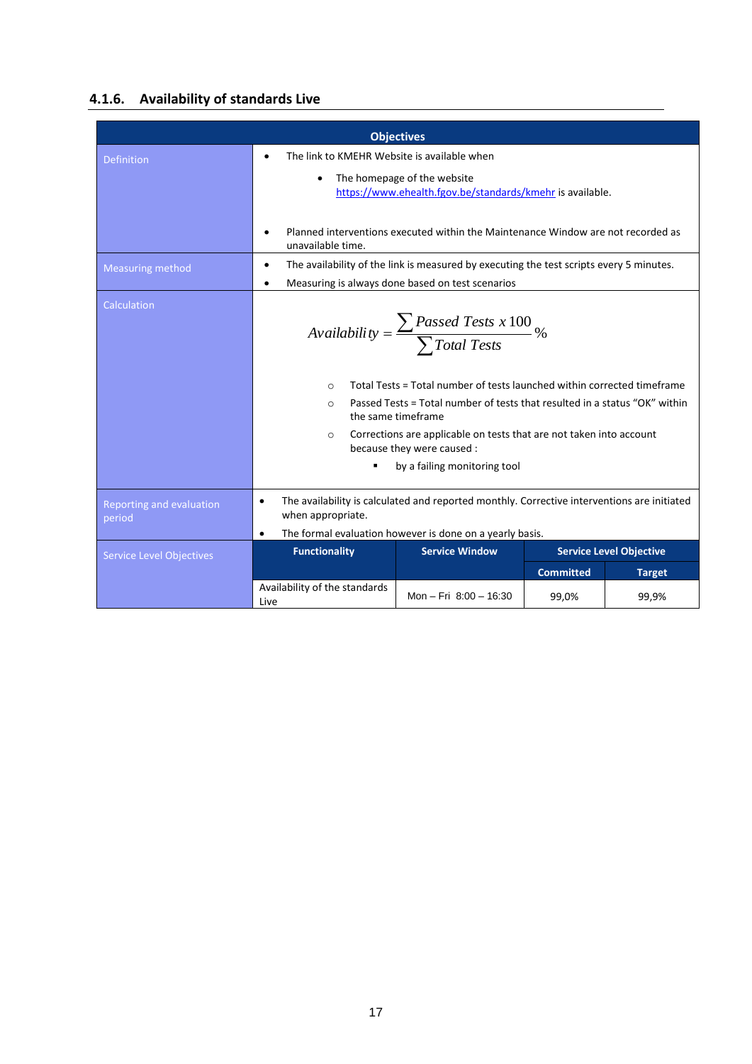### 4.1.6. Availability of standards Live

| Objectives | | | | |
|---|---|---|---|---|
| Definition | • The link to KMEHR Website is available when<br>  • The homepage of the website https://www.ehealth.fgov.be/standards/kmehr is available.<br>• Planned interventions executed within the Maintenance Window are not recorded as unavailable time. | | | |
| Measuring method | • The availability of the link is measured by executing the test scripts every 5 minutes.<br>• Measuring is always done based on test scenarios | | | |
| Calculation | $$Availability = \frac{\sum Passed\ Tests\ x\ 100}{\sum Total\ Tests}\%$$<br>○ Total Tests = Total number of tests launched within corrected timeframe<br>○ Passed Tests = Total number of tests that resulted in a status "OK" within the same timeframe<br>○ Corrections are applicable on tests that are not taken into account because they were caused :<br>  ▪ by a failing monitoring tool | | | |
| Reporting and evaluation period | • The availability is calculated and reported monthly. Corrective interventions are initiated when appropriate.<br>• The formal evaluation however is done on a yearly basis. | | | |
| Service Level Objectives | **Functionality** | **Service Window** | **Service Level Objective** | |
| | | | **Committed** | **Target** |
| | Availability of the standards Live | Mon – Fri 8:00 – 16:30 | 99,0% | 99,9% |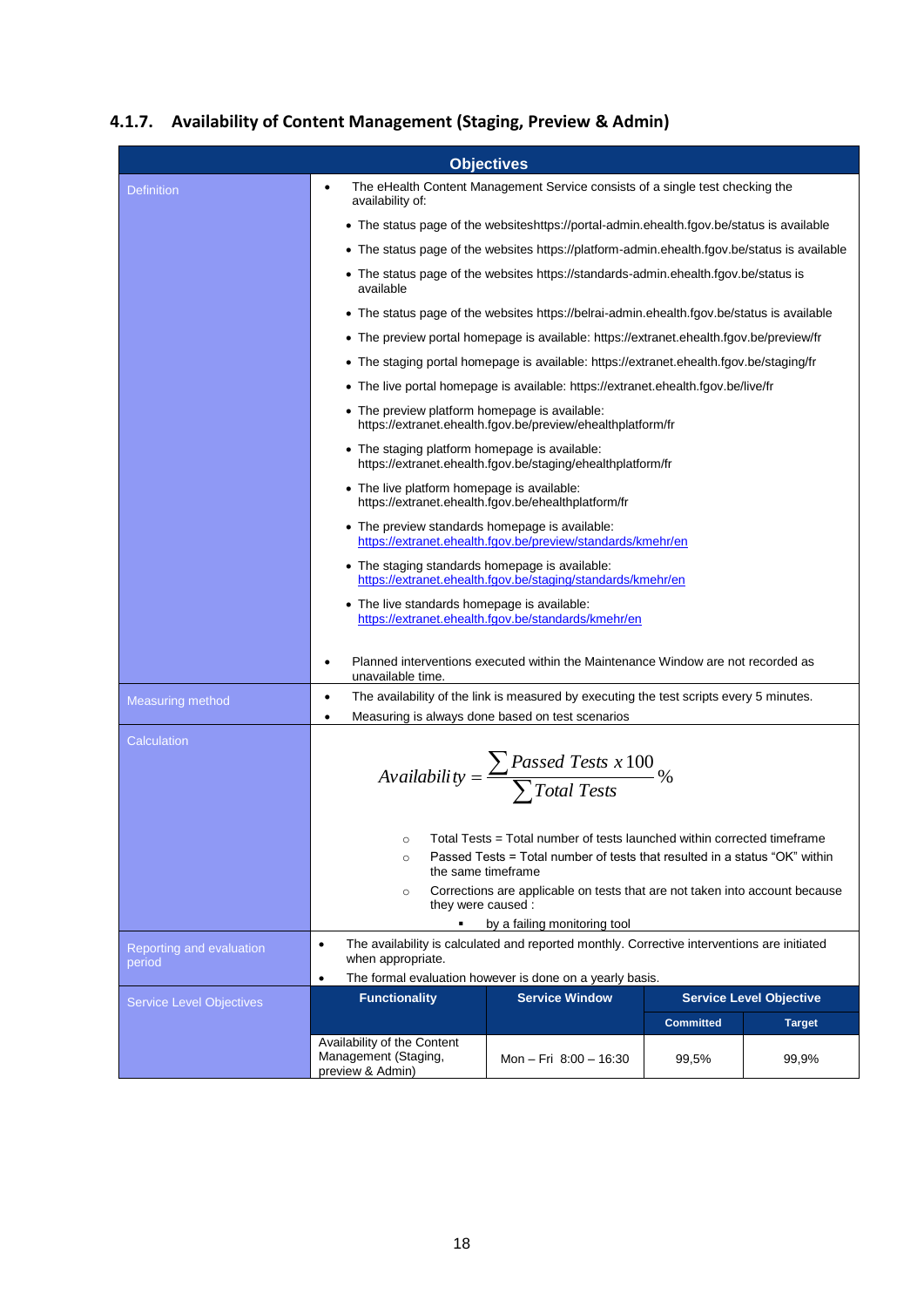### 4.1.7. Availability of Content Management (Staging, Preview & Admin)

| Objectives | | | | |
|---|---|---|---|---|
| Definition | • The eHealth Content Management Service consists of a single test checking the availability of:<br>• The status page of the websiteshttps://portal-admin.ehealth.fgov.be/status is available<br>• The status page of the websites https://platform-admin.ehealth.fgov.be/status is available<br>• The status page of the websites https://standards-admin.ehealth.fgov.be/status is available<br>• The status page of the websites https://belrai-admin.ehealth.fgov.be/status is available<br>• The preview portal homepage is available: https://extranet.ehealth.fgov.be/preview/fr<br>• The staging portal homepage is available: https://extranet.ehealth.fgov.be/staging/fr<br>• The live portal homepage is available: https://extranet.ehealth.fgov.be/live/fr<br>• The preview platform homepage is available: https://extranet.ehealth.fgov.be/preview/ehealthplatform/fr<br>• The staging platform homepage is available: https://extranet.ehealth.fgov.be/staging/ehealthplatform/fr<br>• The live platform homepage is available: https://extranet.ehealth.fgov.be/ehealthplatform/fr<br>• The preview standards homepage is available: https://extranet.ehealth.fgov.be/preview/standards/kmehr/en<br>• The staging standards homepage is available: https://extranet.ehealth.fgov.be/staging/standards/kmehr/en<br>• The live standards homepage is available: https://extranet.ehealth.fgov.be/standards/kmehr/en<br>• Planned interventions executed within the Maintenance Window are not recorded as unavailable time. | | | | |
| Measuring method | • The availability of the link is measured by executing the test scripts every 5 minutes.<br>• Measuring is always done based on test scenarios | | | | |
| Calculation | $$Availability = \frac{\sum Passed\ Tests\ x\ 100}{\sum Total\ Tests}\%$$<br>○ Total Tests = Total number of tests launched within corrected timeframe<br>○ Passed Tests = Total number of tests that resulted in a status "OK" within the same timeframe<br>○ Corrections are applicable on tests that are not taken into account because they were caused :<br>▪ by a failing monitoring tool | | | | |
| Reporting and evaluation period | • The availability is calculated and reported monthly. Corrective interventions are initiated when appropriate.<br>• The formal evaluation however is done on a yearly basis. | | | | |
| Service Level Objectives | Functionality | Service Window | Service Level Objective | |
| | | | Committed | Target |
| | Availability of the Content Management (Staging, preview & Admin) | Mon – Fri 8:00 – 16:30 | 99,5% | 99,9% |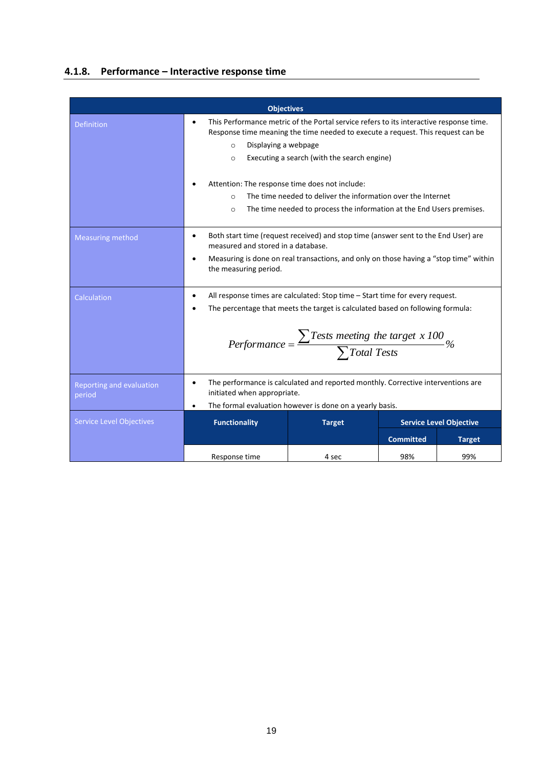### 4.1.8. Performance – Interactive response time

| Objectives | | | | |
|---|---|---|---|---|
| Definition | • This Performance metric of the Portal service refers to its interactive response time. Response time meaning the time needed to execute a request. This request can be<br>&nbsp;&nbsp;&nbsp;&nbsp;○ Displaying a webpage<br>&nbsp;&nbsp;&nbsp;&nbsp;○ Executing a search (with the search engine)<br><br>• Attention: The response time does not include:<br>&nbsp;&nbsp;&nbsp;&nbsp;○ The time needed to deliver the information over the Internet<br>&nbsp;&nbsp;&nbsp;&nbsp;○ The time needed to process the information at the End Users premises. | | | |
| Measuring method | • Both start time (request received) and stop time (answer sent to the End User) are measured and stored in a database.<br>• Measuring is done on real transactions, and only on those having a "stop time" within the measuring period. | | | |
| Calculation | • All response times are calculated: Stop time – Start time for every request.<br>• The percentage that meets the target is calculated based on following formula:<br><br>$Performance = \frac{\sum Tests\ meeting\ the\ target\ x\ 100}{\sum Total\ Tests} \%$ | | | |
| Reporting and evaluation period | • The performance is calculated and reported monthly. Corrective interventions are initiated when appropriate.<br>• The formal evaluation however is done on a yearly basis. | | | |
| Service Level Objectives | **Functionality** | **Target** | **Service Level Objective** | |
| | | | **Committed** | **Target** |
| | Response time | 4 sec | 98% | 99% |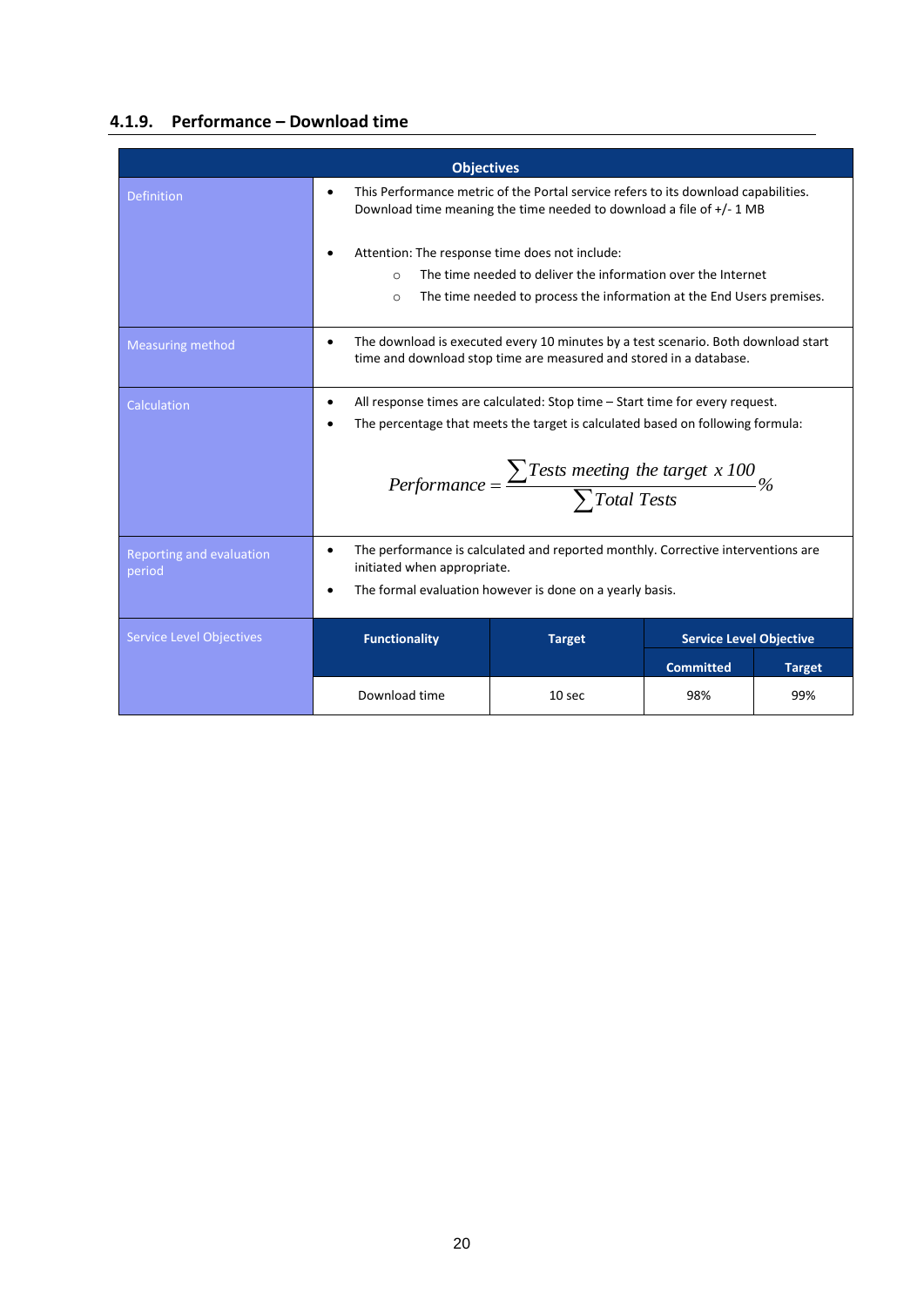### 4.1.9. Performance – Download time

| Objectives | | | | |
|---|---|---|---|---|
| Definition | • This Performance metric of the Portal service refers to its download capabilities. Download time meaning the time needed to download a file of +/- 1 MB<br><br>• Attention: The response time does not include:<br>  ○ The time needed to deliver the information over the Internet<br>  ○ The time needed to process the information at the End Users premises. | | | |
| Measuring method | • The download is executed every 10 minutes by a test scenario. Both download start time and download stop time are measured and stored in a database. | | | |
| Calculation | • All response times are calculated: Stop time – Start time for every request.<br>• The percentage that meets the target is calculated based on following formula:<br><br>$Performance = \frac{\sum Tests\ meeting\ the\ target\ x\ 100}{\sum Total\ Tests} \%$ | | | |
| Reporting and evaluation period | • The performance is calculated and reported monthly. Corrective interventions are initiated when appropriate.<br>• The formal evaluation however is done on a yearly basis. | | | |
| Service Level Objectives | **Functionality** | **Target** | **Service Level Objective** | |
| | | | **Committed** | **Target** |
| | Download time | 10 sec | 98% | 99% |